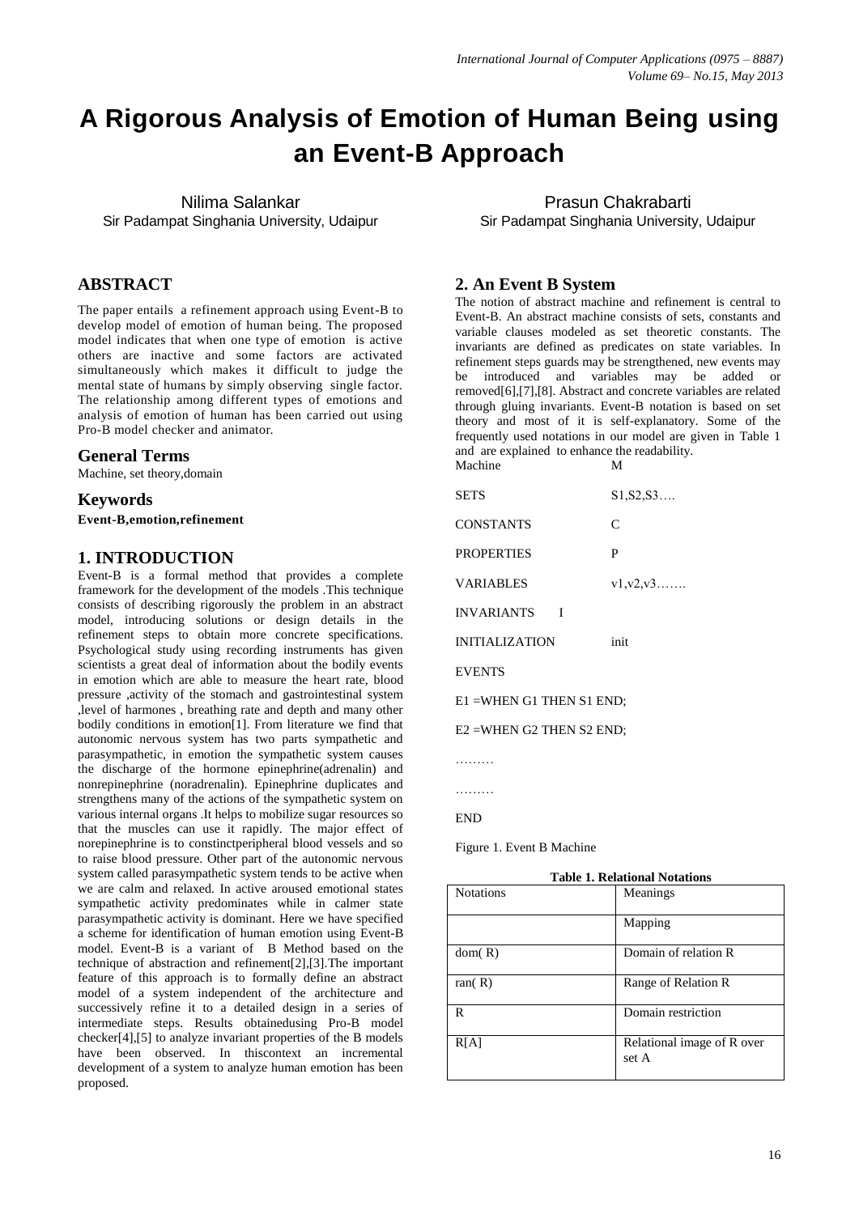# A Rigorous Analysis of Emotion of Human Being using an Event-B Approach

Nilima Salankar
Sir Padampat Singhania University, Udaipur

Prasun Chakrabarti
Sir Padampat Singhania University, Udaipur

## ABSTRACT

The paper entails a refinement approach using Event-B to develop model of emotion of human being. The proposed model indicates that when one type of emotion is active others are inactive and some factors are activated simultaneously which makes it difficult to judge the mental state of humans by simply observing single factor. The relationship among different types of emotions and analysis of emotion of human has been carried out using Pro-B model checker and animator.

## General Terms

Machine, set theory,domain

## Keywords

**Event-B,emotion,refinement**

## 1. INTRODUCTION

Event-B is a formal method that provides a complete framework for the development of the models .This technique consists of describing rigorously the problem in an abstract model, introducing solutions or design details in the refinement steps to obtain more concrete specifications. Psychological study using recording instruments has given scientists a great deal of information about the bodily events in emotion which are able to measure the heart rate, blood pressure ,activity of the stomach and gastrointestinal system ,level of harmones , breathing rate and depth and many other bodily conditions in emotion[1]. From literature we find that autonomic nervous system has two parts sympathetic and parasympathetic, in emotion the sympathetic system causes the discharge of the hormone epinephrine(adrenalin) and nonrepinephrine (noradrenalin). Epinephrine duplicates and strengthens many of the actions of the sympathetic system on various internal organs .It helps to mobilize sugar resources so that the muscles can use it rapidly. The major effect of norepinephrine is to constinctperipheral blood vessels and so to raise blood pressure. Other part of the autonomic nervous system called parasympathetic system tends to be active when we are calm and relaxed. In active aroused emotional states sympathetic activity predominates while in calmer state parasympathetic activity is dominant. Here we have specified a scheme for identification of human emotion using Event-B model. Event-B is a variant of B Method based on the technique of abstraction and refinement[2],[3].The important feature of this approach is to formally define an abstract model of a system independent of the architecture and successively refine it to a detailed design in a series of intermediate steps. Results obtainedusing Pro-B model checker[4],[5] to analyze invariant properties of the B models have been observed. In thiscontext an incremental development of a system to analyze human emotion has been proposed.

## 2. An Event B System

The notion of abstract machine and refinement is central to Event-B. An abstract machine consists of sets, constants and variable clauses modeled as set theoretic constants. The invariants are defined as predicates on state variables. In refinement steps guards may be strengthened, new events may be introduced and variables may be added or removed[6],[7],[8]. Abstract and concrete variables are related through gluing invariants. Event-B notation is based on set theory and most of it is self-explanatory. Some of the frequently used notations in our model are given in Table 1 and are explained to enhance the readability.

```
Machine           M
SETS              S1,S2,S3….
CONSTANTS         C
PROPERTIES        P
VARIABLES         v1,v2,v3…….
INVARIANTS    I
INITIALIZATION    init
EVENTS
E1 =WHEN G1 THEN S1 END;
E2 =WHEN G2 THEN S2 END;
………
………
END
```

Figure 1. Event B Machine

**Table 1. Relational Notations**

| Notations | Meanings |
|---|---|
| | Mapping |
| dom( R) | Domain of relation R |
| ran( R) | Range of Relation R |
| R | Domain restriction |
| R[A] | Relational image of R over set A |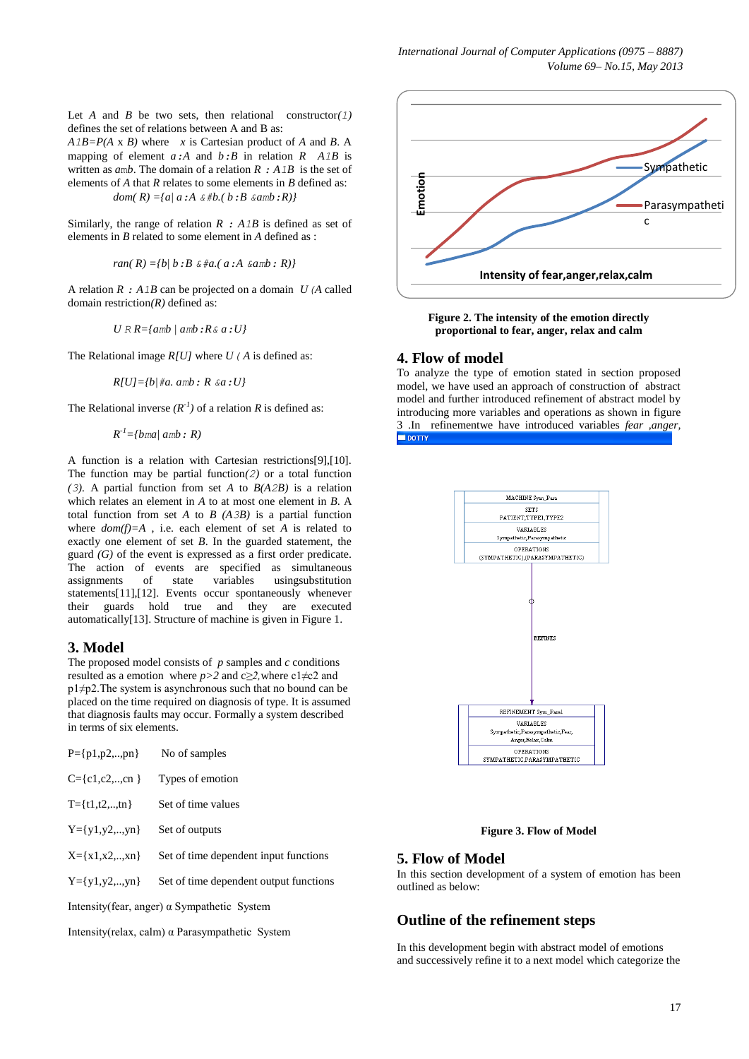Let $A$ and $B$ be two sets, then relational constructor($\leftrightarrow$) defines the set of relations between A and B as:

$A \leftrightarrow B = P(A \times B)$ where $x$ is Cartesian product of $A$ and $B$. A mapping of element $a : A$ and $b : B$ in relation $R$ $A \leftrightarrow B$ is written as $a \mapsto b$. The domain of a relation $R : A \leftrightarrow B$ is the set of elements of $A$ that $R$ relates to some elements in $B$ defined as:

$$dom(R) = \{a \mid a : A \wedge \exists b.(b : B \wedge a \mapsto b : R)\}$$

Similarly, the range of relation $R : A \leftrightarrow B$ is defined as set of elements in $B$ related to some element in $A$ defined as :

$$ran(R) = \{b \mid b : B \wedge \exists a.(a : A \wedge a \mapsto b : R)\}$$

A relation $R : A \leftrightarrow B$ can be projected on a domain $U \subseteq A$ called domain restriction($R$) defined as:

$$U \triangleleft R = \{a \mapsto b \mid a \mapsto b : R \wedge a : U\}$$

The Relational image $R[U]$ where $U \subseteq A$ is defined as:

$$R[U] = \{b \mid \exists a.\ a \mapsto b : R \wedge a : U\}$$

The Relational inverse ($R^{-1}$) of a relation $R$ is defined as:

$$R^{-1} = \{b \mapsto a \mid a \mapsto b : R\}$$

A function is a relation with Cartesian restrictions[9],[10]. The function may be partial function($\nrightarrow$) or a total function ($\rightarrow$). A partial function from set $A$ to $B(A \nrightarrow B)$ is a relation which relates an element in $A$ to at most one element in $B$. A total function from set $A$ to $B$ ($A \rightarrow B$) is a partial function where $dom(f)=A$ , i.e. each element of set $A$ is related to exactly one element of set $B$. In the guarded statement, the guard ($G$) of the event is expressed as a first order predicate. The action of events are specified as simultaneous assignments of state variables usingsubstitution statements[11],[12]. Events occur spontaneously whenever their guards hold true and they are executed automatically[13]. Structure of machine is given in Figure 1.

## 3. Model

The proposed model consists of $p$ samples and $c$ conditions resulted as a emotion where $p>2$ and $c \geq 2$, where $c1 \neq c2$ and $p1 \neq p2$. The system is asynchronous such that no bound can be placed on the time required on diagnosis of type. It is assumed that diagnosis faults may occur. Formally a system described in terms of six elements.

| | |
|---|---|
| P={p1,p2,..,pn} | No of samples |
| C={c1,c2,..,cn } | Types of emotion |
| T={t1,t2,..,tn} | Set of time values |
| Y={y1,y2,..,yn} | Set of outputs |
| X={x1,x2,..,xn} | Set of time dependent input functions |
| Y={y1,y2,..,yn} | Set of time dependent output functions |

Intensity(fear, anger) $\alpha$ Sympathetic System

Intensity(relax, calm) $\alpha$ Parasympathetic System

**Figure 2. The intensity of the emotion directly proportional to fear, anger, relax and calm**

## 4. Flow of model

To analyze the type of emotion stated in section proposed model, we have used an approach of construction of abstract model and further introduced refinement of abstract model by introducing more variables and operations as shown in figure 3 .In refinementwe have introduced variables *fear* ,*anger*,

**Figure 3. Flow of Model**

## 5. Flow of Model

In this section development of a system of emotion has been outlined as below:

## Outline of the refinement steps

In this development begin with abstract model of emotions and successively refine it to a next model which categorize the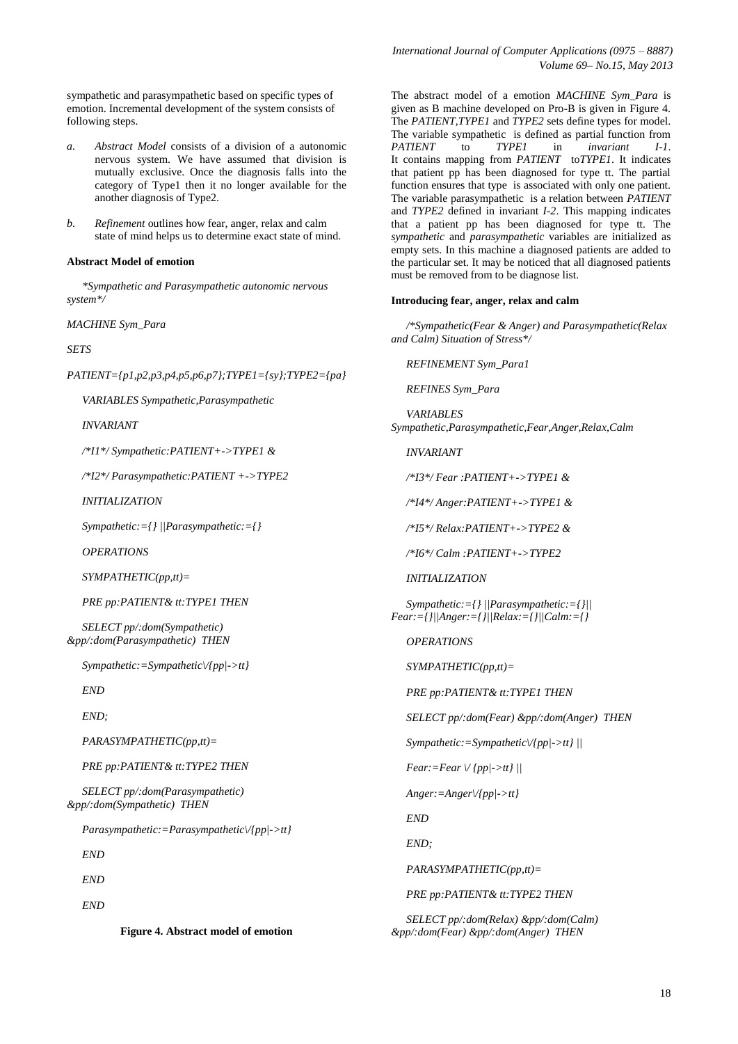sympathetic and parasympathetic based on specific types of emotion. Incremental development of the system consists of following steps.

a. *Abstract Model* consists of a division of a autonomic nervous system. We have assumed that division is mutually exclusive. Once the diagnosis falls into the category of Type1 then it no longer available for the another diagnosis of Type2.

b. *Refinement* outlines how fear, anger, relax and calm state of mind helps us to determine exact state of mind.

**Abstract Model of emotion**

```
*Sympathetic and Parasympathetic autonomic nervous system*/

MACHINE Sym_Para

SETS

PATIENT={p1,p2,p3,p4,p5,p6,p7};TYPE1={sy};TYPE2={pa}

VARIABLES Sympathetic,Parasympathetic

INVARIANT

/*I1*/ Sympathetic:PATIENT+->TYPE1 &

/*I2*/ Parasympathetic:PATIENT +->TYPE2

INITIALIZATION

Sympathetic:={} ||Parasympathetic:={}

OPERATIONS

SYMPATHETIC(pp,tt)=

PRE pp:PATIENT& tt:TYPE1 THEN

SELECT pp/:dom(Sympathetic) &pp/:dom(Parasympathetic)  THEN

Sympathetic:=Sympathetic\/{pp|->tt}

END

END;

PARASYMPATHETIC(pp,tt)=

PRE pp:PATIENT& tt:TYPE2 THEN

SELECT pp/:dom(Parasympathetic) &pp/:dom(Sympathetic)  THEN

Parasympathetic:=Parasympathetic\/{pp|->tt}

END

END

END
```

**Figure 4. Abstract model of emotion**

The abstract model of a emotion *MACHINE Sym_Para* is given as B machine developed on Pro-B is given in Figure 4. The *PATIENT*,*TYPE1* and *TYPE2* sets define types for model. The variable sympathetic is defined as partial function from *PATIENT* to *TYPE1* in *invariant I-1*. It contains mapping from *PATIENT* to*TYPE1*. It indicates that patient pp has been diagnosed for type tt. The partial function ensures that type is associated with only one patient. The variable parasympathetic is a relation between *PATIENT* and *TYPE2* defined in invariant *I-2*. This mapping indicates that a patient pp has been diagnosed for type tt. The *sympathetic* and *parasympathetic* variables are initialized as empty sets. In this machine a diagnosed patients are added to the particular set. It may be noticed that all diagnosed patients must be removed from to be diagnose list.

**Introducing fear, anger, relax and calm**

```
/*Sympathetic(Fear & Anger) and Parasympathetic(Relax and Calm) Situation of Stress*/

REFINEMENT Sym_Para1

REFINES Sym_Para

VARIABLES
Sympathetic,Parasympathetic,Fear,Anger,Relax,Calm

INVARIANT

/*I3*/ Fear :PATIENT+->TYPE1 &

/*I4*/ Anger:PATIENT+->TYPE1 &

/*I5*/ Relax:PATIENT+->TYPE2 &

/*I6*/ Calm :PATIENT+->TYPE2

INITIALIZATION

Sympathetic:={} ||Parasympathetic:={}||
Fear:={}||Anger:={}||Relax:={}||Calm:={}

OPERATIONS

SYMPATHETIC(pp,tt)=

PRE pp:PATIENT& tt:TYPE1 THEN

SELECT pp/:dom(Fear) &pp/:dom(Anger)  THEN

Sympathetic:=Sympathetic\/{pp|->tt} ||

Fear:=Fear \/ {pp|->tt} ||

Anger:=Anger\/{pp|->tt}

END

END;

PARASYMPATHETIC(pp,tt)=

PRE pp:PATIENT& tt:TYPE2 THEN

SELECT pp/:dom(Relax) &pp/:dom(Calm) &pp/:dom(Fear) &pp/:dom(Anger)  THEN
```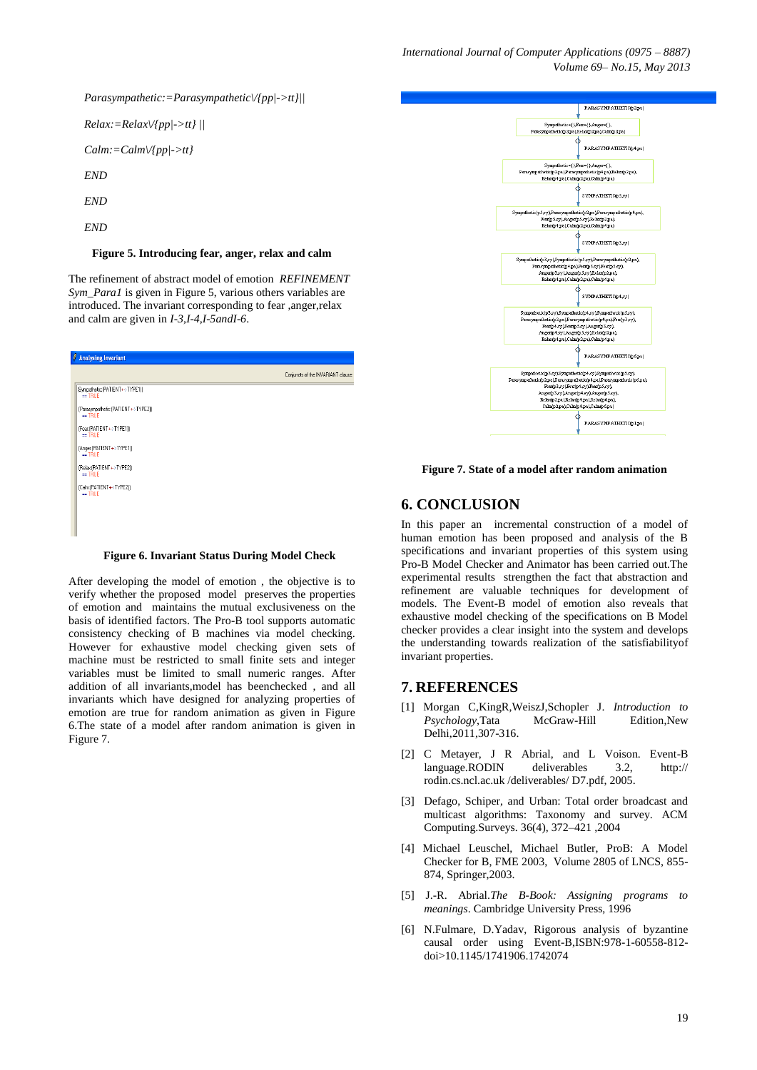*Parasympathetic:=Parasympathetic\/{pp|->tt}||*

*Relax:=Relax\/{pp|->tt} ||*

*Calm:=Calm\/{pp|->tt}*

*END*

*END*

*END*

**Figure 5. Introducing fear, anger, relax and calm**

The refinement of abstract model of emotion *REFINEMENT Sym_Para1* is given in Figure 5, various others variables are introduced. The invariant corresponding to fear ,anger,relax and calm are given in *I-3,I-4,I-5andI-6*.

**Figure 6. Invariant Status During Model Check**

After developing the model of emotion , the objective is to verify whether the proposed model preserves the properties of emotion and maintains the mutual exclusiveness on the basis of identified factors. The Pro-B tool supports automatic consistency checking of B machines via model checking. However for exhaustive model checking given sets of machine must be restricted to small finite sets and integer variables must be limited to small numeric ranges. After addition of all invariants,model has beenchecked , and all invariants which have designed for analyzing properties of emotion are true for random animation as given in Figure 6.The state of a model after random animation is given in Figure 7.

**Figure 7. State of a model after random animation**

## 6. CONCLUSION

In this paper an incremental construction of a model of human emotion has been proposed and analysis of the B specifications and invariant properties of this system using Pro-B Model Checker and Animator has been carried out.The experimental results strengthen the fact that abstraction and refinement are valuable techniques for development of models. The Event-B model of emotion also reveals that exhaustive model checking of the specifications on B Model checker provides a clear insight into the system and develops the understanding towards realization of the satisfiabilityof invariant properties.

## 7. REFERENCES

[1] Morgan C,KingR,WeiszJ,Schopler J. *Introduction to Psychology*,Tata McGraw-Hill Edition,New Delhi,2011,307-316.

[2] C Metayer, J R Abrial, and L Voison. Event-B language.RODIN deliverables 3.2, http:// rodin.cs.ncl.ac.uk /deliverables/ D7.pdf, 2005.

[3] Defago, Schiper, and Urban: Total order broadcast and multicast algorithms: Taxonomy and survey. ACM Computing.Surveys. 36(4), 372–421 ,2004

[4] Michael Leuschel, Michael Butler, ProB: A Model Checker for B, FME 2003, Volume 2805 of LNCS, 855-874, Springer,2003.

[5] J.-R. Abrial.*The B-Book: Assigning programs to meanings*. Cambridge University Press, 1996

[6] N.Fulmare, D.Yadav, Rigorous analysis of byzantine causal order using Event-B,ISBN:978-1-60558-812-doi>10.1145/1741906.1742074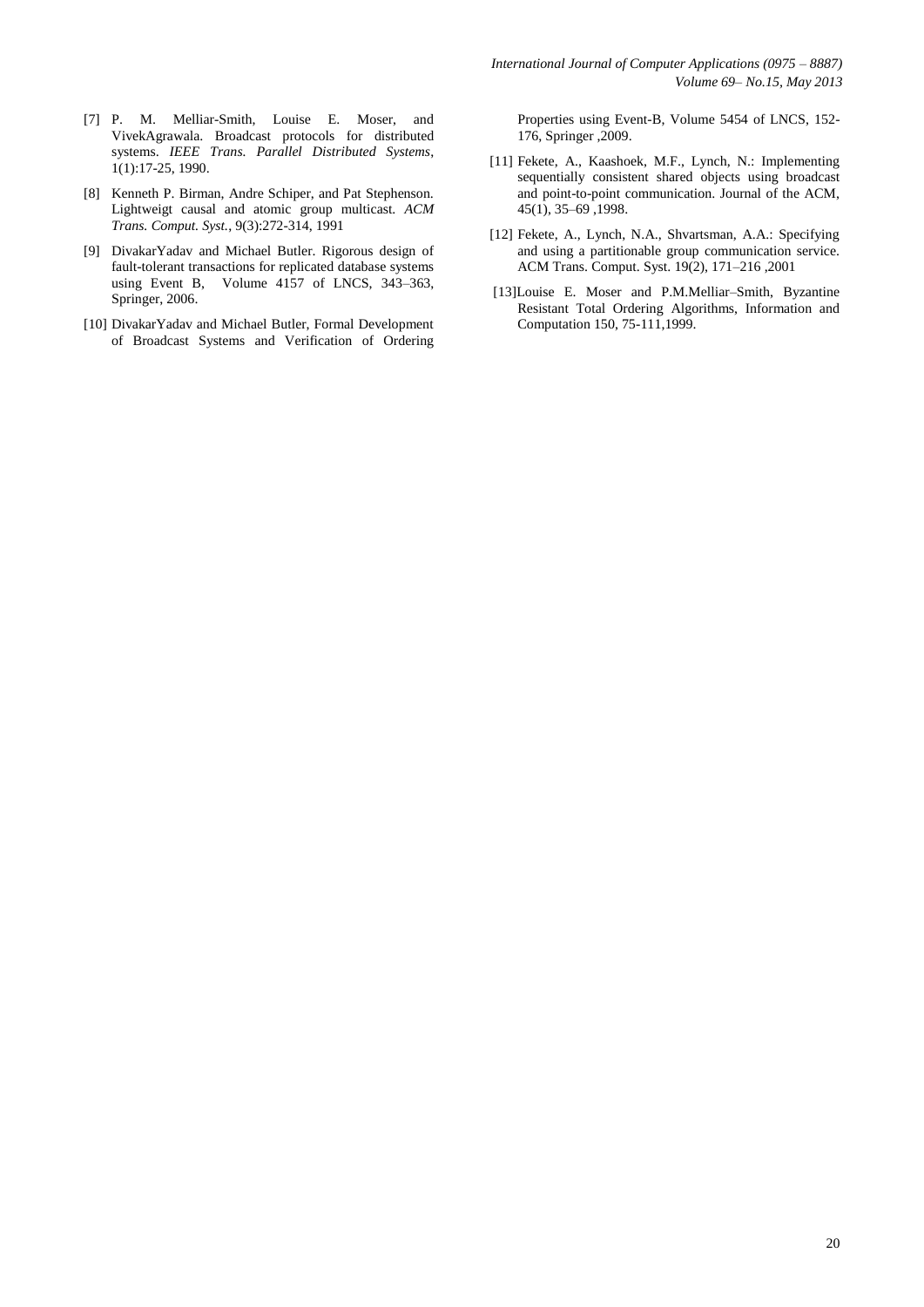[7] P. M. Melliar-Smith, Louise E. Moser, and VivekAgrawala. Broadcast protocols for distributed systems. *IEEE Trans. Parallel Distributed Systems*, 1(1):17-25, 1990.

[8] Kenneth P. Birman, Andre Schiper, and Pat Stephenson. Lightweigt causal and atomic group multicast. *ACM Trans. Comput. Syst.*, 9(3):272-314, 1991

[9] DivakarYadav and Michael Butler. Rigorous design of fault-tolerant transactions for replicated database systems using Event B, Volume 4157 of LNCS, 343–363, Springer, 2006.

[10] DivakarYadav and Michael Butler, Formal Development of Broadcast Systems and Verification of Ordering Properties using Event-B, Volume 5454 of LNCS, 152-176, Springer ,2009.

[11] Fekete, A., Kaashoek, M.F., Lynch, N.: Implementing sequentially consistent shared objects using broadcast and point-to-point communication. Journal of the ACM, 45(1), 35–69 ,1998.

[12] Fekete, A., Lynch, N.A., Shvartsman, A.A.: Specifying and using a partitionable group communication service. ACM Trans. Comput. Syst. 19(2), 171–216 ,2001

[13]Louise E. Moser and P.M.Melliar–Smith, Byzantine Resistant Total Ordering Algorithms, Information and Computation 150, 75-111,1999.